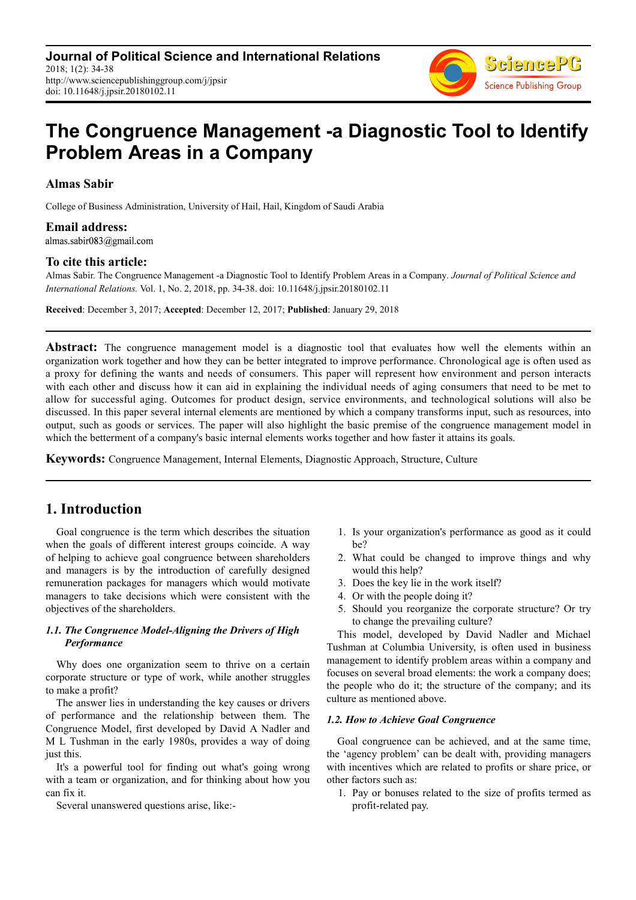# The Congruence Management -a Diagnostic Tool to Identify Problem Areas in a Company

**Almas Sabir**

College of Business Administration, University of Hail, Hail, Kingdom of Saudi Arabia

**Email address:**

almas.sabir083@gmail.com

**To cite this article:**

Almas Sabir. The Congruence Management -a Diagnostic Tool to Identify Problem Areas in a Company. *Journal of Political Science and International Relations.* Vol. 1, No. 2, 2018, pp. 34-38. doi: 10.11648/j.jpsir.20180102.11

**Received**: December 3, 2017; **Accepted**: December 12, 2017; **Published**: January 29, 2018

---

**Abstract:** The congruence management model is a diagnostic tool that evaluates how well the elements within an organization work together and how they can be better integrated to improve performance. Chronological age is often used as a proxy for defining the wants and needs of consumers. This paper will represent how environment and person interacts with each other and discuss how it can aid in explaining the individual needs of aging consumers that need to be met to allow for successful aging. Outcomes for product design, service environments, and technological solutions will also be discussed. In this paper several internal elements are mentioned by which a company transforms input, such as resources, into output, such as goods or services. The paper will also highlight the basic premise of the congruence management model in which the betterment of a company's basic internal elements works together and how faster it attains its goals.

**Keywords:** Congruence Management, Internal Elements, Diagnostic Approach, Structure, Culture

---

## 1. Introduction

Goal congruence is the term which describes the situation when the goals of different interest groups coincide. A way of helping to achieve goal congruence between shareholders and managers is by the introduction of carefully designed remuneration packages for managers which would motivate managers to take decisions which were consistent with the objectives of the shareholders.

### *1.1. The Congruence Model-Aligning the Drivers of High Performance*

Why does one organization seem to thrive on a certain corporate structure or type of work, while another struggles to make a profit?

The answer lies in understanding the key causes or drivers of performance and the relationship between them. The Congruence Model, first developed by David A Nadler and M L Tushman in the early 1980s, provides a way of doing just this.

It's a powerful tool for finding out what's going wrong with a team or organization, and for thinking about how you can fix it.

Several unanswered questions arise, like:-

1. Is your organization's performance as good as it could be?
2. What could be changed to improve things and why would this help?
3. Does the key lie in the work itself?
4. Or with the people doing it?
5. Should you reorganize the corporate structure? Or try to change the prevailing culture?

This model, developed by David Nadler and Michael Tushman at Columbia University, is often used in business management to identify problem areas within a company and focuses on several broad elements: the work a company does; the people who do it; the structure of the company; and its culture as mentioned above.

### *1.2. How to Achieve Goal Congruence*

Goal congruence can be achieved, and at the same time, the 'agency problem' can be dealt with, providing managers with incentives which are related to profits or share price, or other factors such as:

1. Pay or bonuses related to the size of profits termed as profit-related pay.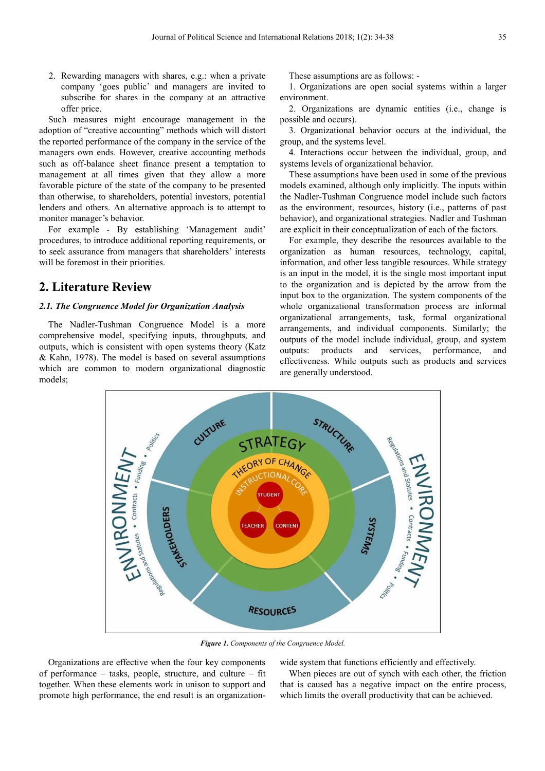2. Rewarding managers with shares, e.g.: when a private company 'goes public' and managers are invited to subscribe for shares in the company at an attractive offer price.

Such measures might encourage management in the adoption of "creative accounting" methods which will distort the reported performance of the company in the service of the managers own ends. However, creative accounting methods such as off-balance sheet finance present a temptation to management at all times given that they allow a more favorable picture of the state of the company to be presented than otherwise, to shareholders, potential investors, potential lenders and others. An alternative approach is to attempt to monitor manager's behavior.

For example - By establishing 'Management audit' procedures, to introduce additional reporting requirements, or to seek assurance from managers that shareholders' interests will be foremost in their priorities.

## 2. Literature Review

### *2.1. The Congruence Model for Organization Analysis*

The Nadler-Tushman Congruence Model is a more comprehensive model, specifying inputs, throughputs, and outputs, which is consistent with open systems theory (Katz & Kahn, 1978). The model is based on several assumptions which are common to modern organizational diagnostic models;

These assumptions are as follows: -

1. Organizations are open social systems within a larger environment.
2. Organizations are dynamic entities (i.e., change is possible and occurs).
3. Organizational behavior occurs at the individual, the group, and the systems level.
4. Interactions occur between the individual, group, and systems levels of organizational behavior.

These assumptions have been used in some of the previous models examined, although only implicitly. The inputs within the Nadler-Tushman Congruence model include such factors as the environment, resources, history (i.e., patterns of past behavior), and organizational strategies. Nadler and Tushman are explicit in their conceptualization of each of the factors.

For example, they describe the resources available to the organization as human resources, technology, capital, information, and other less tangible resources. While strategy is an input in the model, it is the single most important input to the organization and is depicted by the arrow from the input box to the organization. The system components of the whole organizational transformation process are informal organizational arrangements, task, formal organizational arrangements, and individual components. Similarly; the outputs of the model include individual, group, and system outputs: products and services, performance, and effectiveness. While outputs such as products and services are generally understood.

***Figure 1.*** *Components of the Congruence Model.*

Organizations are effective when the four key components of performance – tasks, people, structure, and culture – fit together. When these elements work in unison to support and promote high performance, the end result is an organization-wide system that functions efficiently and effectively.

When pieces are out of synch with each other, the friction that is caused has a negative impact on the entire process, which limits the overall productivity that can be achieved.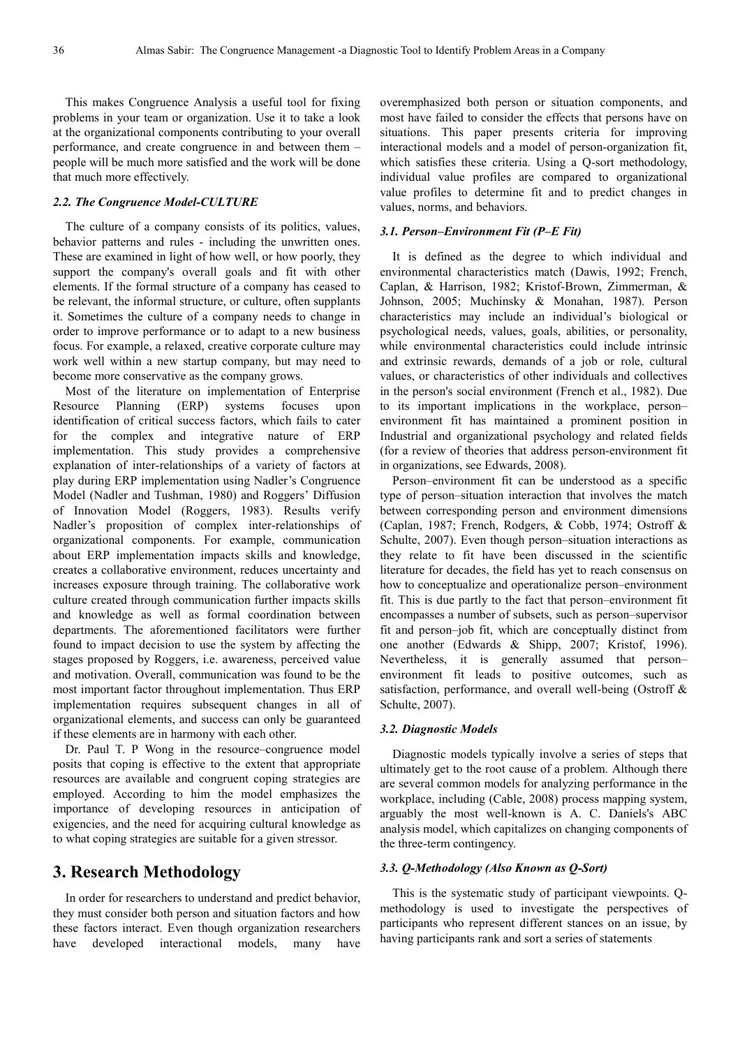This makes Congruence Analysis a useful tool for fixing problems in your team or organization. Use it to take a look at the organizational components contributing to your overall performance, and create congruence in and between them – people will be much more satisfied and the work will be done that much more effectively.

### *2.2. The Congruence Model-CULTURE*

The culture of a company consists of its politics, values, behavior patterns and rules - including the unwritten ones. These are examined in light of how well, or how poorly, they support the company's overall goals and fit with other elements. If the formal structure of a company has ceased to be relevant, the informal structure, or culture, often supplants it. Sometimes the culture of a company needs to change in order to improve performance or to adapt to a new business focus. For example, a relaxed, creative corporate culture may work well within a new startup company, but may need to become more conservative as the company grows.

Most of the literature on implementation of Enterprise Resource Planning (ERP) systems focuses upon identification of critical success factors, which fails to cater for the complex and integrative nature of ERP implementation. This study provides a comprehensive explanation of inter-relationships of a variety of factors at play during ERP implementation using Nadler's Congruence Model (Nadler and Tushman, 1980) and Roggers' Diffusion of Innovation Model (Roggers, 1983). Results verify Nadler's proposition of complex inter-relationships of organizational components. For example, communication about ERP implementation impacts skills and knowledge, creates a collaborative environment, reduces uncertainty and increases exposure through training. The collaborative work culture created through communication further impacts skills and knowledge as well as formal coordination between departments. The aforementioned facilitators were further found to impact decision to use the system by affecting the stages proposed by Roggers, i.e. awareness, perceived value and motivation. Overall, communication was found to be the most important factor throughout implementation. Thus ERP implementation requires subsequent changes in all of organizational elements, and success can only be guaranteed if these elements are in harmony with each other.

Dr. Paul T. P Wong in the resource–congruence model posits that coping is effective to the extent that appropriate resources are available and congruent coping strategies are employed. According to him the model emphasizes the importance of developing resources in anticipation of exigencies, and the need for acquiring cultural knowledge as to what coping strategies are suitable for a given stressor.

## 3. Research Methodology

In order for researchers to understand and predict behavior, they must consider both person and situation factors and how these factors interact. Even though organization researchers have developed interactional models, many have overemphasized both person or situation components, and most have failed to consider the effects that persons have on situations. This paper presents criteria for improving interactional models and a model of person-organization fit, which satisfies these criteria. Using a Q-sort methodology, individual value profiles are compared to organizational value profiles to determine fit and to predict changes in values, norms, and behaviors.

### *3.1. Person–Environment Fit (P–E Fit)*

It is defined as the degree to which individual and environmental characteristics match (Dawis, 1992; French, Caplan, & Harrison, 1982; Kristof-Brown, Zimmerman, & Johnson, 2005; Muchinsky & Monahan, 1987). Person characteristics may include an individual's biological or psychological needs, values, goals, abilities, or personality, while environmental characteristics could include intrinsic and extrinsic rewards, demands of a job or role, cultural values, or characteristics of other individuals and collectives in the person's social environment (French et al., 1982). Due to its important implications in the workplace, person–environment fit has maintained a prominent position in Industrial and organizational psychology and related fields (for a review of theories that address person-environment fit in organizations, see Edwards, 2008).

Person–environment fit can be understood as a specific type of person–situation interaction that involves the match between corresponding person and environment dimensions (Caplan, 1987; French, Rodgers, & Cobb, 1974; Ostroff & Schulte, 2007). Even though person–situation interactions as they relate to fit have been discussed in the scientific literature for decades, the field has yet to reach consensus on how to conceptualize and operationalize person–environment fit. This is due partly to the fact that person–environment fit encompasses a number of subsets, such as person–supervisor fit and person–job fit, which are conceptually distinct from one another (Edwards & Shipp, 2007; Kristof, 1996). Nevertheless, it is generally assumed that person–environment fit leads to positive outcomes, such as satisfaction, performance, and overall well-being (Ostroff & Schulte, 2007).

### *3.2. Diagnostic Models*

Diagnostic models typically involve a series of steps that ultimately get to the root cause of a problem. Although there are several common models for analyzing performance in the workplace, including (Cable, 2008) process mapping system, arguably the most well-known is A. C. Daniels's ABC analysis model, which capitalizes on changing components of the three-term contingency.

### *3.3. Q-Methodology (Also Known as Q-Sort)*

This is the systematic study of participant viewpoints. Q-methodology is used to investigate the perspectives of participants who represent different stances on an issue, by having participants rank and sort a series of statements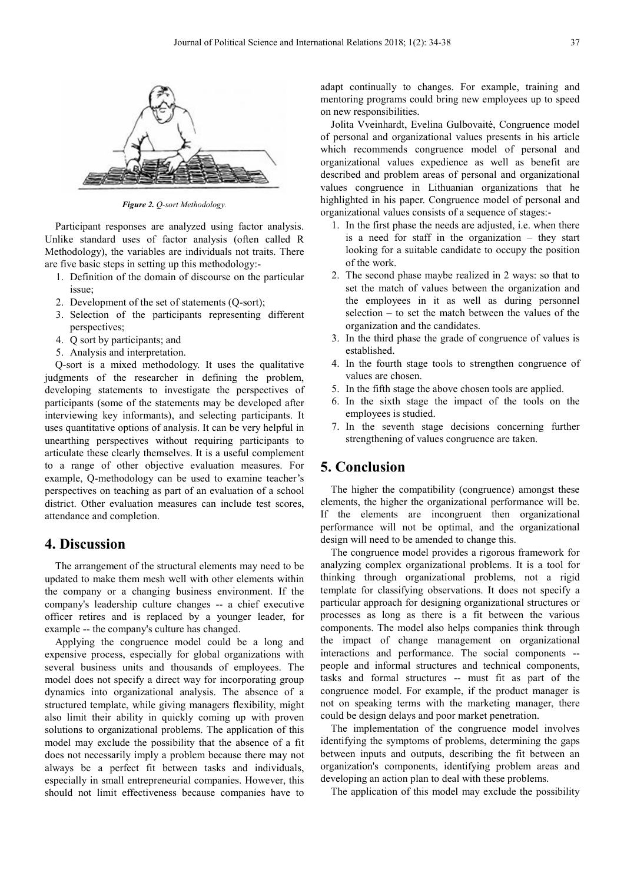*Figure 2. Q-sort Methodology.*

Participant responses are analyzed using factor analysis. Unlike standard uses of factor analysis (often called R Methodology), the variables are individuals not traits. There are five basic steps in setting up this methodology:-

1. Definition of the domain of discourse on the particular issue;
2. Development of the set of statements (Q-sort);
3. Selection of the participants representing different perspectives;
4. Q sort by participants; and
5. Analysis and interpretation.

Q-sort is a mixed methodology. It uses the qualitative judgments of the researcher in defining the problem, developing statements to investigate the perspectives of participants (some of the statements may be developed after interviewing key informants), and selecting participants. It uses quantitative options of analysis. It can be very helpful in unearthing perspectives without requiring participants to articulate these clearly themselves. It is a useful complement to a range of other objective evaluation measures. For example, Q-methodology can be used to examine teacher's perspectives on teaching as part of an evaluation of a school district. Other evaluation measures can include test scores, attendance and completion.

## 4. Discussion

The arrangement of the structural elements may need to be updated to make them mesh well with other elements within the company or a changing business environment. If the company's leadership culture changes -- a chief executive officer retires and is replaced by a younger leader, for example -- the company's culture has changed.

Applying the congruence model could be a long and expensive process, especially for global organizations with several business units and thousands of employees. The model does not specify a direct way for incorporating group dynamics into organizational analysis. The absence of a structured template, while giving managers flexibility, might also limit their ability in quickly coming up with proven solutions to organizational problems. The application of this model may exclude the possibility that the absence of a fit does not necessarily imply a problem because there may not always be a perfect fit between tasks and individuals, especially in small entrepreneurial companies. However, this should not limit effectiveness because companies have to adapt continually to changes. For example, training and mentoring programs could bring new employees up to speed on new responsibilities.

Jolita Vveinhardt, Evelina Gulbovaitė, Congruence model of personal and organizational values presents in his article which recommends congruence model of personal and organizational values expedience as well as benefit are described and problem areas of personal and organizational values congruence in Lithuanian organizations that he highlighted in his paper. Congruence model of personal and organizational values consists of a sequence of stages:-

1. In the first phase the needs are adjusted, i.e. when there is a need for staff in the organization – they start looking for a suitable candidate to occupy the position of the work.
2. The second phase maybe realized in 2 ways: so that to set the match of values between the organization and the employees in it as well as during personnel selection – to set the match between the values of the organization and the candidates.
3. In the third phase the grade of congruence of values is established.
4. In the fourth stage tools to strengthen congruence of values are chosen.
5. In the fifth stage the above chosen tools are applied.
6. In the sixth stage the impact of the tools on the employees is studied.
7. In the seventh stage decisions concerning further strengthening of values congruence are taken.

## 5. Conclusion

The higher the compatibility (congruence) amongst these elements, the higher the organizational performance will be. If the elements are incongruent then organizational performance will not be optimal, and the organizational design will need to be amended to change this.

The congruence model provides a rigorous framework for analyzing complex organizational problems. It is a tool for thinking through organizational problems, not a rigid template for classifying observations. It does not specify a particular approach for designing organizational structures or processes as long as there is a fit between the various components. The model also helps companies think through the impact of change management on organizational interactions and performance. The social components -- people and informal structures and technical components, tasks and formal structures -- must fit as part of the congruence model. For example, if the product manager is not on speaking terms with the marketing manager, there could be design delays and poor market penetration.

The implementation of the congruence model involves identifying the symptoms of problems, determining the gaps between inputs and outputs, describing the fit between an organization's components, identifying problem areas and developing an action plan to deal with these problems.

The application of this model may exclude the possibility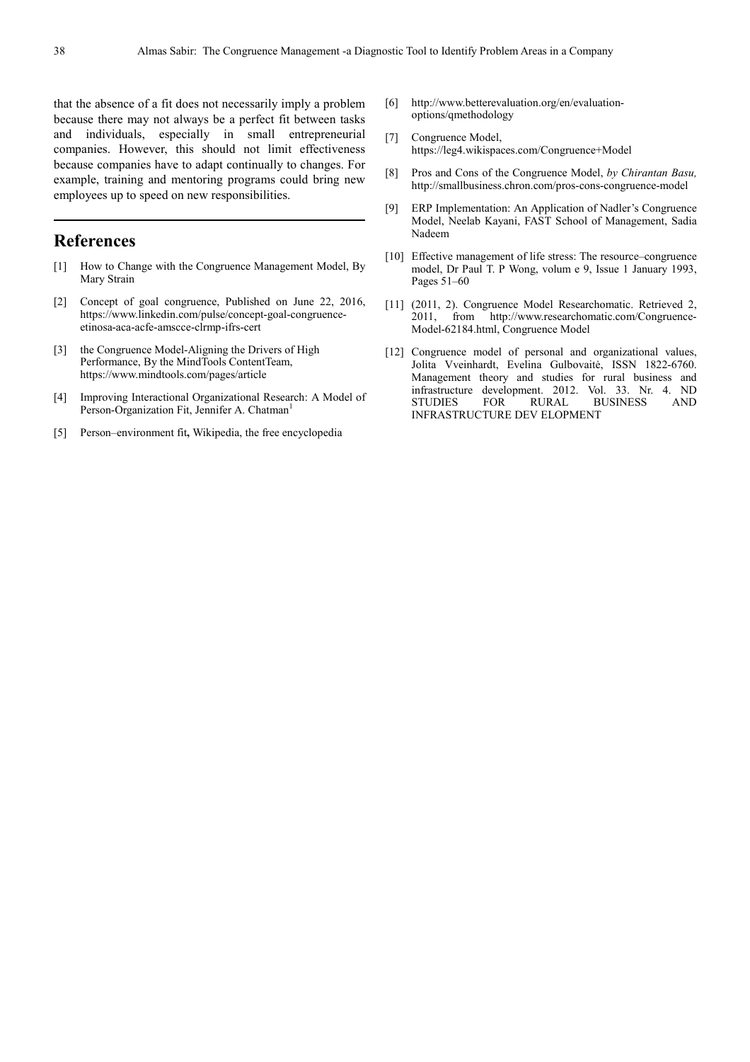that the absence of a fit does not necessarily imply a problem because there may not always be a perfect fit between tasks and individuals, especially in small entrepreneurial companies. However, this should not limit effectiveness because companies have to adapt continually to changes. For example, training and mentoring programs could bring new employees up to speed on new responsibilities.

## References

[1] How to Change with the Congruence Management Model, By Mary Strain

[2] Concept of goal congruence, Published on June 22, 2016, https://www.linkedin.com/pulse/concept-goal-congruence-etinosa-aca-acfe-amscce-clrmp-ifrs-cert

[3] the Congruence Model-Aligning the Drivers of High Performance, By the MindTools ContentTeam, https://www.mindtools.com/pages/article

[4] Improving Interactional Organizational Research: A Model of Person-Organization Fit, Jennifer A. Chatman[1]

[5] Person–environment fit, Wikipedia, the free encyclopedia

[6] http://www.betterevaluation.org/en/evaluation-options/qmethodology

[7] Congruence Model, https://leg4.wikispaces.com/Congruence+Model

[8] Pros and Cons of the Congruence Model, *by Chirantan Basu,* http://smallbusiness.chron.com/pros-cons-congruence-model

[9] ERP Implementation: An Application of Nadler's Congruence Model, Neelab Kayani, FAST School of Management, Sadia Nadeem

[10] Effective management of life stress: The resource–congruence model, Dr Paul T. P Wong, volum e 9, Issue 1 January 1993, Pages 51–60

[11] (2011, 2). Congruence Model Researchomatic. Retrieved 2, 2011, from http://www.researchomatic.com/Congruence-Model-62184.html, Congruence Model

[12] Congruence model of personal and organizational values, Jolita Vveinhardt, Evelina Gulbovaitė, ISSN 1822-6760. Management theory and studies for rural business and infrastructure development. 2012. Vol. 33. Nr. 4. ND STUDIES FOR RURAL BUSINESS AND INFRASTRUCTURE DEV ELOPMENT